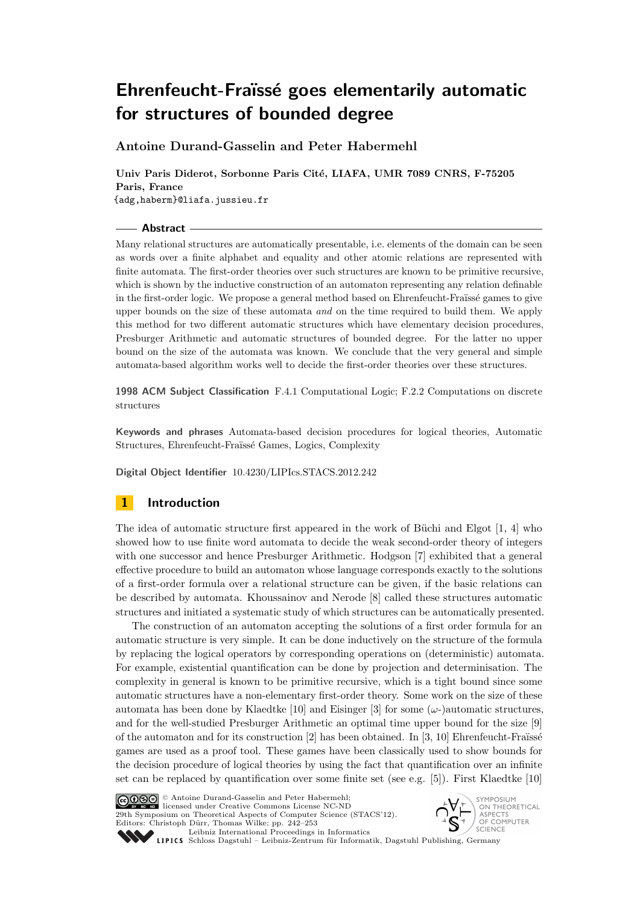# Ehrenfeucht-Fraïssé goes elementarily automatic for structures of bounded degree

**Antoine Durand-Gasselin and Peter Habermehl**

**Univ Paris Diderot, Sorbonne Paris Cité, LIAFA, UMR 7089 CNRS, F-75205 Paris, France**
{adg,haberm}@liafa.jussieu.fr

## Abstract

Many relational structures are automatically presentable, i.e. elements of the domain can be seen as words over a finite alphabet and equality and other atomic relations are represented with finite automata. The first-order theories over such structures are known to be primitive recursive, which is shown by the inductive construction of an automaton representing any relation definable in the first-order logic. We propose a general method based on Ehrenfeucht-Fraïssé games to give upper bounds on the size of these automata *and* on the time required to build them. We apply this method for two different automatic structures which have elementary decision procedures, Presburger Arithmetic and automatic structures of bounded degree. For the latter no upper bound on the size of the automata was known. We conclude that the very general and simple automata-based algorithm works well to decide the first-order theories over these structures.

**1998 ACM Subject Classification** F.4.1 Computational Logic; F.2.2 Computations on discrete structures

**Keywords and phrases** Automata-based decision procedures for logical theories, Automatic Structures, Ehrenfeucht-Fraïssé Games, Logics, Complexity

**Digital Object Identifier** 10.4230/LIPIcs.STACS.2012.242

## 1 Introduction

The idea of automatic structure first appeared in the work of Büchi and Elgot [1, 4] who showed how to use finite word automata to decide the weak second-order theory of integers with one successor and hence Presburger Arithmetic. Hodgson [7] exhibited that a general effective procedure to build an automaton whose language corresponds exactly to the solutions of a first-order formula over a relational structure can be given, if the basic relations can be described by automata. Khoussainov and Nerode [8] called these structures automatic structures and initiated a systematic study of which structures can be automatically presented.

The construction of an automaton accepting the solutions of a first order formula for an automatic structure is very simple. It can be done inductively on the structure of the formula by replacing the logical operators by corresponding operations on (deterministic) automata. For example, existential quantification can be done by projection and determinisation. The complexity in general is known to be primitive recursive, which is a tight bound since some automatic structures have a non-elementary first-order theory. Some work on the size of these automata has been done by Klaedtke [10] and Eisinger [3] for some ($\omega$-)automatic structures, and for the well-studied Presburger Arithmetic an optimal time upper bound for the size [9] of the automaton and for its construction [2] has been obtained. In [3, 10] Ehrenfeucht-Fraïssé games are used as a proof tool. These games have been classically used to show bounds for the decision procedure of logical theories by using the fact that quantification over an infinite set can be replaced by quantification over some finite set (see e.g. [5]). First Klaedtke [10]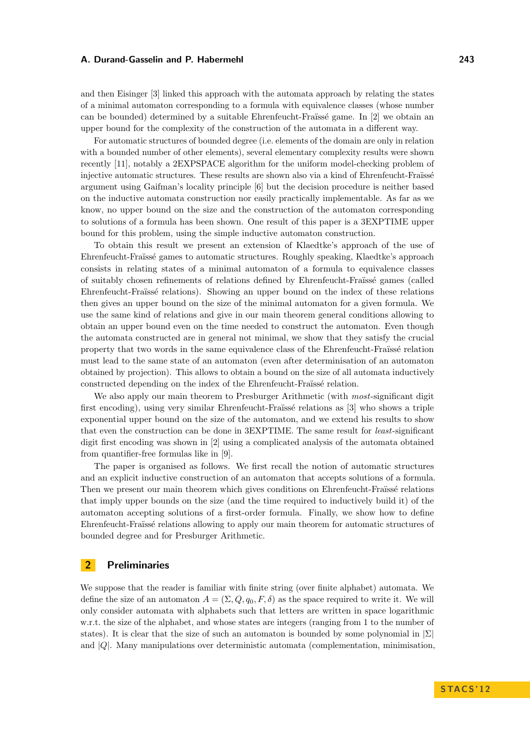and then Eisinger [3] linked this approach with the automata approach by relating the states of a minimal automaton corresponding to a formula with equivalence classes (whose number can be bounded) determined by a suitable Ehrenfeucht-Fraïssé game. In [2] we obtain an upper bound for the complexity of the construction of the automata in a different way.

For automatic structures of bounded degree (i.e. elements of the domain are only in relation with a bounded number of other elements), several elementary complexity results were shown recently [11], notably a 2EXPSPACE algorithm for the uniform model-checking problem of injective automatic structures. These results are shown also via a kind of Ehrenfeucht-Fraïssé argument using Gaifman's locality principle [6] but the decision procedure is neither based on the inductive automata construction nor easily practically implementable. As far as we know, no upper bound on the size and the construction of the automaton corresponding to solutions of a formula has been shown. One result of this paper is a 3EXPTIME upper bound for this problem, using the simple inductive automaton construction.

To obtain this result we present an extension of Klaedtke's approach of the use of Ehrenfeucht-Fraïssé games to automatic structures. Roughly speaking, Klaedtke's approach consists in relating states of a minimal automaton of a formula to equivalence classes of suitably chosen refinements of relations defined by Ehrenfeucht-Fraïssé games (called Ehrenfeucht-Fraïssé relations). Showing an upper bound on the index of these relations then gives an upper bound on the size of the minimal automaton for a given formula. We use the same kind of relations and give in our main theorem general conditions allowing to obtain an upper bound even on the time needed to construct the automaton. Even though the automata constructed are in general not minimal, we show that they satisfy the crucial property that two words in the same equivalence class of the Ehrenfeucht-Fraïssé relation must lead to the same state of an automaton (even after determinisation of an automaton obtained by projection). This allows to obtain a bound on the size of all automata inductively constructed depending on the index of the Ehrenfeucht-Fraïssé relation.

We also apply our main theorem to Presburger Arithmetic (with *most*-significant digit first encoding), using very similar Ehrenfeucht-Fraïssé relations as [3] who shows a triple exponential upper bound on the size of the automaton, and we extend his results to show that even the construction can be done in 3EXPTIME. The same result for *least*-significant digit first encoding was shown in [2] using a complicated analysis of the automata obtained from quantifier-free formulas like in [9].

The paper is organised as follows. We first recall the notion of automatic structures and an explicit inductive construction of an automaton that accepts solutions of a formula. Then we present our main theorem which gives conditions on Ehrenfeucht-Fraïssé relations that imply upper bounds on the size (and the time required to inductively build it) of the automaton accepting solutions of a first-order formula. Finally, we show how to define Ehrenfeucht-Fraïssé relations allowing to apply our main theorem for automatic structures of bounded degree and for Presburger Arithmetic.

## 2 Preliminaries

We suppose that the reader is familiar with finite string (over finite alphabet) automata. We define the size of an automaton $A = (\Sigma, Q, q_0, F, \delta)$ as the space required to write it. We will only consider automata with alphabets such that letters are written in space logarithmic w.r.t. the size of the alphabet, and whose states are integers (ranging from 1 to the number of states). It is clear that the size of such an automaton is bounded by some polynomial in $|\Sigma|$ and $|Q|$. Many manipulations over deterministic automata (complementation, minimisation,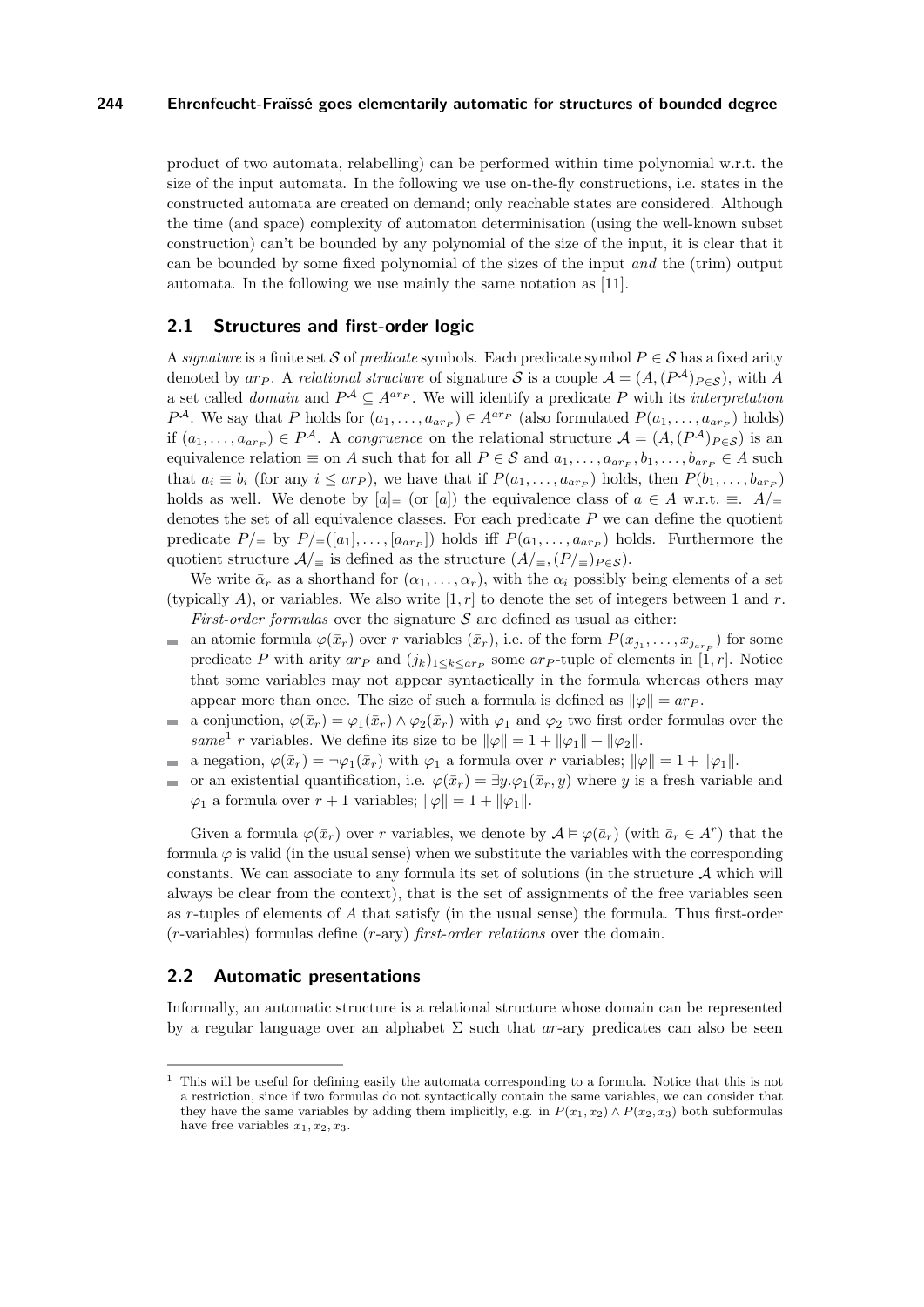product of two automata, relabelling) can be performed within time polynomial w.r.t. the size of the input automata. In the following we use on-the-fly constructions, i.e. states in the constructed automata are created on demand; only reachable states are considered. Although the time (and space) complexity of automaton determinisation (using the well-known subset construction) can't be bounded by any polynomial of the size of the input, it is clear that it can be bounded by some fixed polynomial of the sizes of the input *and* the (trim) output automata. In the following we use mainly the same notation as [11].

## 2.1 Structures and first-order logic

A *signature* is a finite set $\mathcal{S}$ of *predicate* symbols. Each predicate symbol $P \in \mathcal{S}$ has a fixed arity denoted by $ar_P$. A *relational structure* of signature $\mathcal{S}$ is a couple $\mathcal{A} = (A, (P^{\mathcal{A}})_{P\in\mathcal{S}})$, with $A$ a set called *domain* and $P^{\mathcal{A}} \subseteq A^{ar_P}$. We will identify a predicate $P$ with its *interpretation* $P^{\mathcal{A}}$. We say that $P$ holds for $(a_1, \ldots, a_{ar_P}) \in A^{ar_P}$ (also formulated $P(a_1, \ldots, a_{ar_P})$ holds) if $(a_1, \ldots, a_{ar_P}) \in P^{\mathcal{A}}$. A *congruence* on the relational structure $\mathcal{A} = (A, (P^{\mathcal{A}})_{P\in\mathcal{S}})$ is an equivalence relation $\equiv$ on $A$ such that for all $P \in \mathcal{S}$ and $a_1, \ldots, a_{ar_P}, b_1, \ldots, b_{ar_P} \in A$ such that $a_i \equiv b_i$ (for any $i \leq ar_P$), we have that if $P(a_1, \ldots, a_{ar_P})$ holds, then $P(b_1, \ldots, b_{ar_P})$ holds as well. We denote by $[a]_\equiv$ (or $[a]$) the equivalence class of $a \in A$ w.r.t. $\equiv$. $A/_\equiv$ denotes the set of all equivalence classes. For each predicate $P$ we can define the quotient predicate $P/_\equiv$ by $P/_\equiv([a_1], \ldots, [a_{ar_P}])$ holds iff $P(a_1, \ldots, a_{ar_P})$ holds. Furthermore the quotient structure $\mathcal{A}/_\equiv$ is defined as the structure $(A/_\equiv, (P/_\equiv)_{P\in\mathcal{S}})$.

We write $\bar{\alpha}_r$ as a shorthand for $(\alpha_1, \ldots, \alpha_r)$, with the $\alpha_i$ possibly being elements of a set (typically $A$), or variables. We also write $[1, r]$ to denote the set of integers between 1 and $r$.

*First-order formulas* over the signature $\mathcal{S}$ are defined as usual as either:

- an atomic formula $\varphi(\bar{x}_r)$ over $r$ variables $(\bar{x}_r)$, i.e. of the form $P(x_{j_1}, \ldots, x_{j_{ar_P}})$ for some predicate $P$ with arity $ar_P$ and $(j_k)_{1\leq k\leq ar_P}$ some $ar_P$-tuple of elements in $[1, r]$. Notice that some variables may not appear syntactically in the formula whereas others may appear more than once. The size of such a formula is defined as $\|\varphi\| = ar_P$.
- a conjunction, $\varphi(\bar{x}_r) = \varphi_1(\bar{x}_r) \wedge \varphi_2(\bar{x}_r)$ with $\varphi_1$ and $\varphi_2$ two first order formulas over the *same*[1] $r$ variables. We define its size to be $\|\varphi\| = 1 + \|\varphi_1\| + \|\varphi_2\|$.
- a negation, $\varphi(\bar{x}_r) = \neg\varphi_1(\bar{x}_r)$ with $\varphi_1$ a formula over $r$ variables; $\|\varphi\| = 1 + \|\varphi_1\|$.
- or an existential quantification, i.e. $\varphi(\bar{x}_r) = \exists y.\varphi_1(\bar{x}_r, y)$ where $y$ is a fresh variable and $\varphi_1$ a formula over $r + 1$ variables; $\|\varphi\| = 1 + \|\varphi_1\|$.

Given a formula $\varphi(\bar{x}_r)$ over $r$ variables, we denote by $\mathcal{A} \vDash \varphi(\bar{a}_r)$ (with $\bar{a}_r \in A^r$) that the formula $\varphi$ is valid (in the usual sense) when we substitute the variables with the corresponding constants. We can associate to any formula its set of solutions (in the structure $\mathcal{A}$ which will always be clear from the context), that is the set of assignments of the free variables seen as $r$-tuples of elements of $A$ that satisfy (in the usual sense) the formula. Thus first-order ($r$-variables) formulas define ($r$-ary) *first-order relations* over the domain.

## 2.2 Automatic presentations

Informally, an automatic structure is a relational structure whose domain can be represented by a regular language over an alphabet $\Sigma$ such that $ar$-ary predicates can also be seen

[1] This will be useful for defining easily the automata corresponding to a formula. Notice that this is not a restriction, since if two formulas do not syntactically contain the same variables, we can consider that they have the same variables by adding them implicitly, e.g. in $P(x_1, x_2) \wedge P(x_2, x_3)$ both subformulas have free variables $x_1, x_2, x_3$.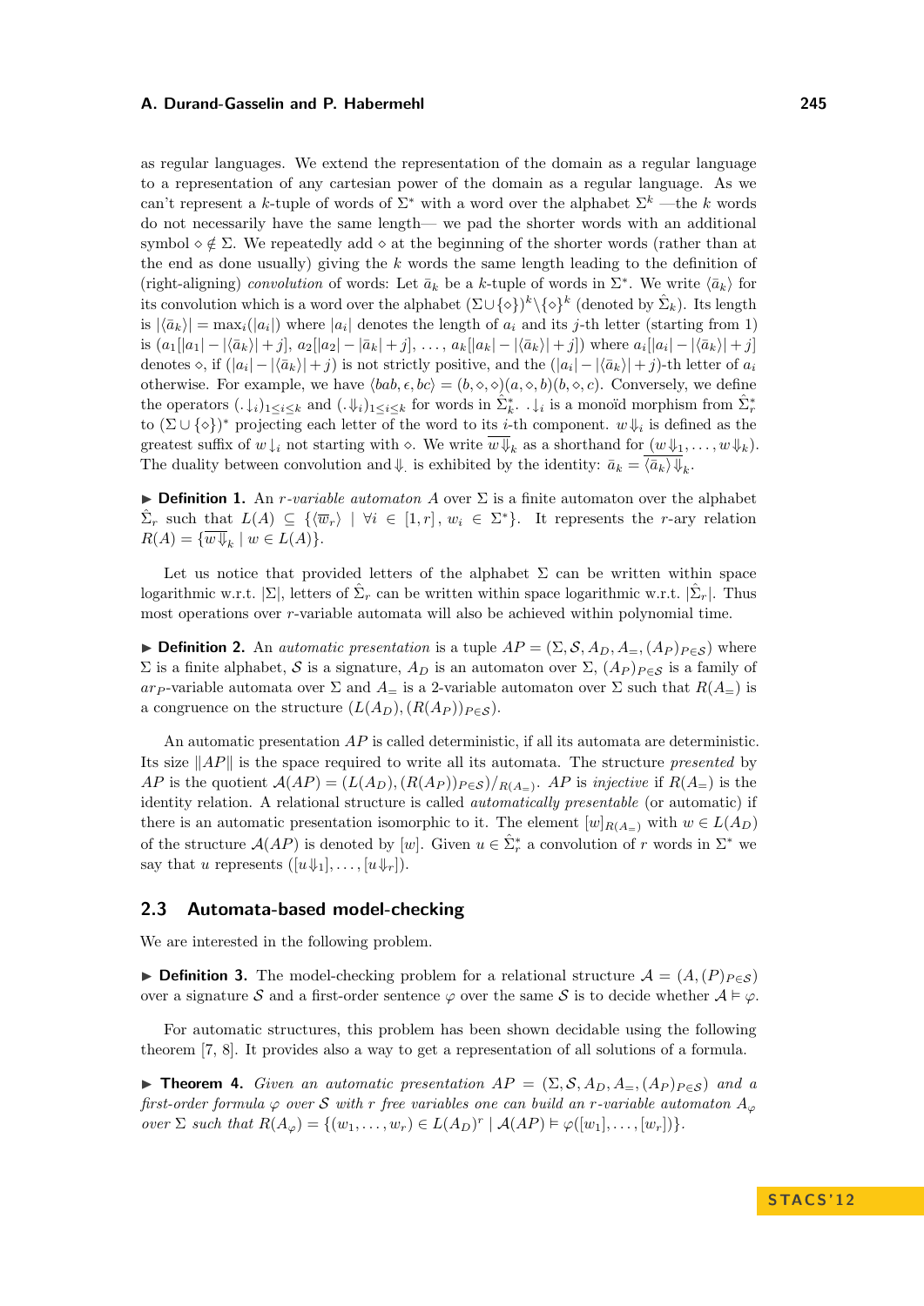as regular languages. We extend the representation of the domain as a regular language to a representation of any cartesian power of the domain as a regular language. As we can't represent a $k$-tuple of words of $\Sigma^*$ with a word over the alphabet $\Sigma^k$ —the $k$ words do not necessarily have the same length— we pad the shorter words with an additional symbol $\diamond \notin \Sigma$. We repeatedly add $\diamond$ at the beginning of the shorter words (rather than at the end as done usually) giving the $k$ words the same length leading to the definition of (right-aligning) *convolution* of words: Let $\bar{a}_k$ be a $k$-tuple of words in $\Sigma^*$. We write $\langle \bar{a}_k \rangle$ for its convolution which is a word over the alphabet $(\Sigma \cup \{\diamond\})^k \setminus \{\diamond\}^k$ (denoted by $\hat{\Sigma}_k$). Its length is $|\langle \bar{a}_k \rangle| = \max_i(|a_i|)$ where $|a_i|$ denotes the length of $a_i$ and its $j$-th letter (starting from 1) is $(a_1[|a_1| - |\langle \bar{a}_k \rangle| + j],\ a_2[|a_2| - |\bar{a}_k| + j],\ \ldots,\ a_k[|a_k| - |\langle \bar{a}_k \rangle| + j])$ where $a_i[|a_i| - |\langle \bar{a}_k \rangle| + j]$ denotes $\diamond$, if $(|a_i| - |\langle \bar{a}_k \rangle| + j)$ is not strictly positive, and the $(|a_i| - |\langle \bar{a}_k \rangle| + j)$-th letter of $a_i$ otherwise. For example, we have $\langle bab, \epsilon, bc \rangle = (b, \diamond, \diamond)(a, \diamond, b)(b, \diamond, c)$. Conversely, we define the operators $(.\downarrow_i)_{1 \le i \le k}$ and $(.\Downarrow_i)_{1 \le i \le k}$ for words in $\hat{\Sigma}_k^*$. $.\downarrow_i$ is a monoïd morphism from $\hat{\Sigma}_r^*$ to $(\Sigma \cup \{\diamond\})^*$ projecting each letter of the word to its $i$-th component. $w\Downarrow_i$ is defined as the greatest suffix of $w\downarrow_i$ not starting with $\diamond$. We write $\overline{w\Downarrow_k}$ as a shorthand for $(w\Downarrow_1, \ldots, w\Downarrow_k)$. The duality between convolution and $\Downarrow_.$ is exhibited by the identity: $\bar{a}_k = \overline{\langle \bar{a}_k \rangle \Downarrow_k}$.

▶ **Definition 1.** An *$r$-variable automaton* $A$ over $\Sigma$ is a finite automaton over the alphabet $\hat{\Sigma}_r$ such that $L(A) \subseteq \{\langle \overline{w}_r \rangle \mid \forall i \in [1, r],\ w_i \in \Sigma^*\}$. It represents the $r$-ary relation $R(A) = \{\overline{w\Downarrow_k} \mid w \in L(A)\}$.

Let us notice that provided letters of the alphabet $\Sigma$ can be written within space logarithmic w.r.t. $|\Sigma|$, letters of $\hat{\Sigma}_r$ can be written within space logarithmic w.r.t. $|\hat{\Sigma}_r|$. Thus most operations over $r$-variable automata will also be achieved within polynomial time.

▶ **Definition 2.** An *automatic presentation* is a tuple $AP = (\Sigma, \mathcal{S}, A_D, A_=, (A_P)_{P \in \mathcal{S}})$ where $\Sigma$ is a finite alphabet, $\mathcal{S}$ is a signature, $A_D$ is an automaton over $\Sigma$, $(A_P)_{P \in \mathcal{S}}$ is a family of $ar_P$-variable automata over $\Sigma$ and $A_=$ is a 2-variable automaton over $\Sigma$ such that $R(A_=)$ is a congruence on the structure $(L(A_D), (R(A_P))_{P \in \mathcal{S}})$.

An automatic presentation $AP$ is called deterministic, if all its automata are deterministic. Its size $\|AP\|$ is the space required to write all its automata. The structure *presented* by $AP$ is the quotient $\mathcal{A}(AP) = (L(A_D), (R(A_P))_{P \in \mathcal{S}})/_{R(A_=)}$. $AP$ is *injective* if $R(A_=)$ is the identity relation. A relational structure is called *automatically presentable* (or automatic) if there is an automatic presentation isomorphic to it. The element $[w]_{R(A_=)}$ with $w \in L(A_D)$ of the structure $\mathcal{A}(AP)$ is denoted by $[w]$. Given $u \in \hat{\Sigma}_r^*$ a convolution of $r$ words in $\Sigma^*$ we say that $u$ represents $([u\Downarrow_1], \ldots, [u\Downarrow_r])$.

## 2.3 Automata-based model-checking

We are interested in the following problem.

▶ **Definition 3.** The model-checking problem for a relational structure $\mathcal{A} = (A, (P)_{P \in \mathcal{S}})$ over a signature $\mathcal{S}$ and a first-order sentence $\varphi$ over the same $\mathcal{S}$ is to decide whether $\mathcal{A} \vDash \varphi$.

For automatic structures, this problem has been shown decidable using the following theorem [7, 8]. It provides also a way to get a representation of all solutions of a formula.

▶ **Theorem 4.** *Given an automatic presentation $AP = (\Sigma, \mathcal{S}, A_D, A_=, (A_P)_{P \in \mathcal{S}})$ and a first-order formula $\varphi$ over $\mathcal{S}$ with $r$ free variables one can build an $r$-variable automaton $A_\varphi$ over $\Sigma$ such that $R(A_\varphi) = \{(w_1, \ldots, w_r) \in L(A_D)^r \mid \mathcal{A}(AP) \vDash \varphi([w_1], \ldots, [w_r])\}$.*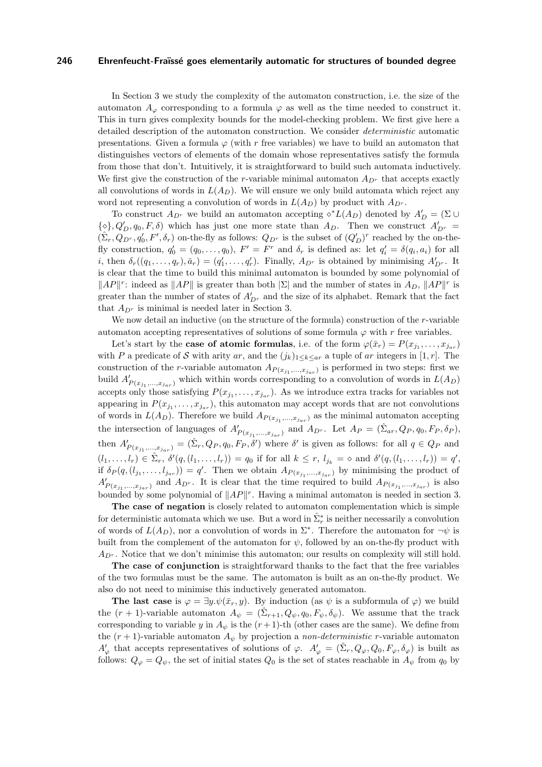In Section 3 we study the complexity of the automaton construction, i.e. the size of the automaton $A_\varphi$ corresponding to a formula $\varphi$ as well as the time needed to construct it. This in turn gives complexity bounds for the model-checking problem. We first give here a detailed description of the automaton construction. We consider *deterministic* automatic presentations. Given a formula $\varphi$ (with $r$ free variables) we have to build an automaton that distinguishes vectors of elements of the domain whose representatives satisfy the formula from those that don't. Intuitively, it is straightforward to build such automata inductively. We first give the construction of the $r$-variable minimal automaton $A_{D^r}$ that accepts exactly all convolutions of words in $L(A_D)$. We will ensure we only build automata which reject any word not representing a convolution of words in $L(A_D)$ by product with $A_{D^r}$.

To construct $A_{D^r}$ we build an automaton accepting $\diamond^* L(A_D)$ denoted by $A'_D = (\Sigma \cup \{\diamond\}, Q'_D, q_0, F, \delta)$ which has just one more state than $A_D$. Then we construct $A'_{D^r} = (\hat{\Sigma}_r, Q_{D^r}, q'_0, F', \delta_r)$ on-the-fly as follows: $Q_{D^r}$ is the subset of $(Q'_D)^r$ reached by the on-the-fly construction, $q'_0 = (q_0, \ldots, q_0)$, $F' = F^r$ and $\delta_r$ is defined as: let $q'_i = \delta(q_i, a_i)$ for all $i$, then $\delta_r((q_1, \ldots, q_r), \bar{a}_r) = (q'_1, \ldots, q'_r)$. Finally, $A_{D^r}$ is obtained by minimising $A'_{D^r}$. It is clear that the time to build this minimal automaton is bounded by some polynomial of $\|AP\|^r$: indeed as $\|AP\|$ is greater than both $|\Sigma|$ and the number of states in $A_D$, $\|AP\|^r$ is greater than the number of states of $A'_{D^r}$ and the size of its alphabet. Remark that the fact that $A_{D^r}$ is minimal is needed later in Section 3.

We now detail an inductive (on the structure of the formula) construction of the $r$-variable automaton accepting representatives of solutions of some formula $\varphi$ with $r$ free variables.

Let's start by the **case of atomic formulas**, i.e. of the form $\varphi(\bar{x}_r) = P(x_{j_1}, \ldots, x_{j_{ar}})$ with $P$ a predicate of $\mathcal{S}$ with arity $ar$, and the $(j_k)_{1 \le k \le ar}$ a tuple of $ar$ integers in $[1, r]$. The construction of the $r$-variable automaton $A_{P(x_{j_1}, \ldots, x_{j_{ar}})}$ is performed in two steps: first we build $A'_{P(x_{j_1}, \ldots, x_{j_{ar}})}$ which within words corresponding to a convolution of words in $L(A_D)$ accepts only those satisfying $P(x_{j_1}, \ldots, x_{j_{ar}})$. As we introduce extra tracks for variables not appearing in $P(x_{j_1}, \ldots, x_{j_{ar}})$, this automaton may accept words that are not convolutions of words in $L(A_D)$. Therefore we build $A_{P(x_{j_1}, \ldots, x_{j_{ar}})}$ as the minimal automaton accepting the intersection of languages of $A'_{P(x_{j_1}, \ldots, x_{j_{ar}})}$ and $A_{D^r}$. Let $A_P = (\hat{\Sigma}_{ar}, Q_P, q_0, F_P, \delta_P)$, then $A'_{P(x_{j_1}, \ldots, x_{j_{ar}})} = (\hat{\Sigma}_r, Q_P, q_0, F_P, \delta')$ where $\delta'$ is given as follows: for all $q \in Q_P$ and $(l_1, \ldots, l_r) \in \hat{\Sigma}_r$, $\delta'(q, (l_1, \ldots, l_r)) = q_0$ if for all $k \le r$, $l_{j_k} = \diamond$ and $\delta'(q, (l_1, \ldots, l_r)) = q'$, if $\delta_P(q, (l_{j_1}, \ldots, l_{j_{ar}})) = q'$. Then we obtain $A_{P(x_{j_1}, \ldots, x_{j_{ar}})}$ by minimising the product of $A'_{P(x_{j_1}, \ldots, x_{j_{ar}})}$ and $A_{D^r}$. It is clear that the time required to build $A_{P(x_{j_1}, \ldots, x_{j_{ar}})}$ is also bounded by some polynomial of $\|AP\|^r$. Having a minimal automaton is needed in section 3.

**The case of negation** is closely related to automaton complementation which is simple for deterministic automata which we use. But a word in $\hat{\Sigma}_r^*$ is neither necessarily a convolution of words of $L(A_D)$, nor a convolution of words in $\Sigma^*$. Therefore the automaton for $\neg\psi$ is built from the complement of the automaton for $\psi$, followed by an on-the-fly product with $A_{D^r}$. Notice that we don't minimise this automaton; our results on complexity will still hold.

**The case of conjunction** is straightforward thanks to the fact that the free variables of the two formulas must be the same. The automaton is built as an on-the-fly product. We also do not need to minimise this inductively generated automaton.

**The last case** is $\varphi = \exists y. \psi(\bar{x}_r, y)$. By induction (as $\psi$ is a subformula of $\varphi$) we build the $(r+1)$-variable automaton $A_\psi = (\hat{\Sigma}_{r+1}, Q_\psi, q_0, F_\psi, \delta_\psi)$. We assume that the track corresponding to variable $y$ in $A_\psi$ is the $(r+1)$-th (other cases are the same). We define from the $(r+1)$-variable automaton $A_\psi$ by projection a *non-deterministic* $r$-variable automaton $A'_\varphi$ that accepts representatives of solutions of $\varphi$. $A'_\varphi = (\hat{\Sigma}_r, Q_\varphi, Q_0, F_\varphi, \delta_\varphi)$ is built as follows: $Q_\varphi = Q_\psi$, the set of initial states $Q_0$ is the set of states reachable in $A_\psi$ from $q_0$ by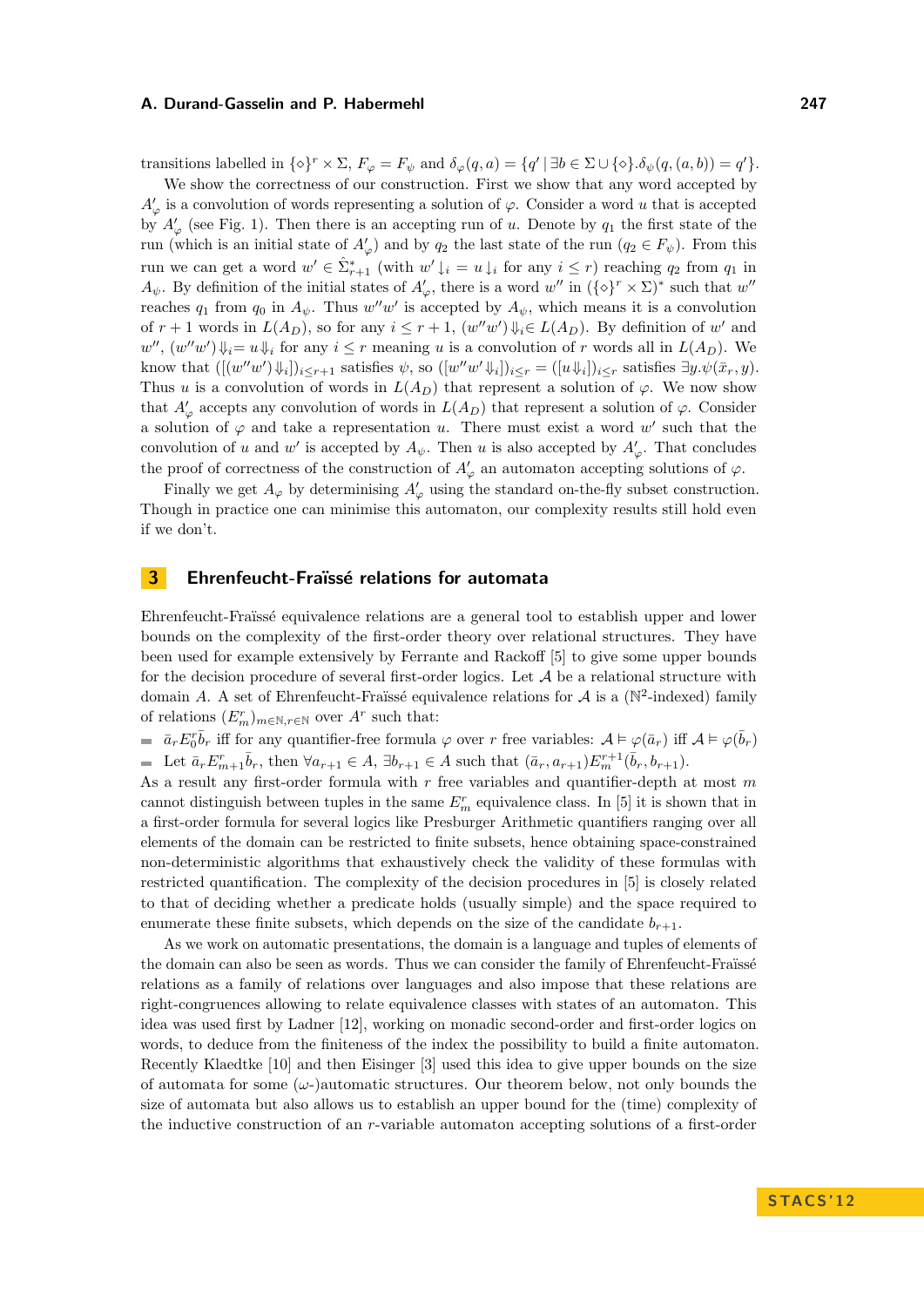transitions labelled in $\{\diamond\}^r \times \Sigma$, $F_\varphi = F_\psi$ and $\delta_\varphi(q,a) = \{q' \mid \exists b \in \Sigma \cup \{\diamond\}.\delta_\psi(q,(a,b)) = q'\}$.

We show the correctness of our construction. First we show that any word accepted by $A'_\varphi$ is a convolution of words representing a solution of $\varphi$. Consider a word $u$ that is accepted by $A'_\varphi$ (see Fig. 1). Then there is an accepting run of $u$. Denote by $q_1$ the first state of the run (which is an initial state of $A'_\varphi$) and by $q_2$ the last state of the run ($q_2 \in F_\psi$). From this run we can get a word $w' \in \hat{\Sigma}^*_{r+1}$ (with $w'\downarrow_i = u\downarrow_i$ for any $i \leq r$) reaching $q_2$ from $q_1$ in $A_\psi$. By definition of the initial states of $A'_\varphi$, there is a word $w''$ in $(\{\diamond\}^r \times \Sigma)^*$ such that $w''$ reaches $q_1$ from $q_0$ in $A_\psi$. Thus $w''w'$ is accepted by $A_\psi$, which means it is a convolution of $r+1$ words in $L(A_D)$, so for any $i \leq r+1$, $(w''w')\Downarrow_i \in L(A_D)$. By definition of $w'$ and $w''$, $(w''w')\Downarrow_i = u\Downarrow_i$ for any $i \leq r$ meaning $u$ is a convolution of $r$ words all in $L(A_D)$. We know that $([(w''w')\Downarrow_i])_{i \leq r+1}$ satisfies $\psi$, so $([w''w'\Downarrow_i])_{i\leq r} = ([u\Downarrow_i])_{i\leq r}$ satisfies $\exists y.\psi(\bar{x}_r, y)$. Thus $u$ is a convolution of words in $L(A_D)$ that represent a solution of $\varphi$. We now show that $A'_\varphi$ accepts any convolution of words in $L(A_D)$ that represent a solution of $\varphi$. Consider a solution of $\varphi$ and take a representation $u$. There must exist a word $w'$ such that the convolution of $u$ and $w'$ is accepted by $A_\psi$. Then $u$ is also accepted by $A'_\varphi$. That concludes the proof of correctness of the construction of $A'_\varphi$ an automaton accepting solutions of $\varphi$.

Finally we get $A_\varphi$ by determinising $A'_\varphi$ using the standard on-the-fly subset construction. Though in practice one can minimise this automaton, our complexity results still hold even if we don't.

## 3 Ehrenfeucht-Fraïssé relations for automata

Ehrenfeucht-Fraïssé equivalence relations are a general tool to establish upper and lower bounds on the complexity of the first-order theory over relational structures. They have been used for example extensively by Ferrante and Rackoff [5] to give some upper bounds for the decision procedure of several first-order logics. Let $\mathcal{A}$ be a relational structure with domain $A$. A set of Ehrenfeucht-Fraïssé equivalence relations for $\mathcal{A}$ is a ($\mathbb{N}^2$-indexed) family of relations $(E^r_m)_{m\in\mathbb{N}, r\in\mathbb{N}}$ over $A^r$ such that:

- $\bar{a}_r E^r_0 \bar{b}_r$ iff for any quantifier-free formula $\varphi$ over $r$ free variables: $\mathcal{A} \vDash \varphi(\bar{a}_r)$ iff $\mathcal{A} \vDash \varphi(\bar{b}_r)$
- Let $\bar{a}_r E^r_{m+1} \bar{b}_r$, then $\forall a_{r+1} \in A$, $\exists b_{r+1} \in A$ such that $(\bar{a}_r, a_{r+1}) E^{r+1}_m (\bar{b}_r, b_{r+1})$.

As a result any first-order formula with $r$ free variables and quantifier-depth at most $m$ cannot distinguish between tuples in the same $E^r_m$ equivalence class. In [5] it is shown that in a first-order formula for several logics like Presburger Arithmetic quantifiers ranging over all elements of the domain can be restricted to finite subsets, hence obtaining space-constrained non-deterministic algorithms that exhaustively check the validity of these formulas with restricted quantification. The complexity of the decision procedures in [5] is closely related to that of deciding whether a predicate holds (usually simple) and the space required to enumerate these finite subsets, which depends on the size of the candidate $b_{r+1}$.

As we work on automatic presentations, the domain is a language and tuples of elements of the domain can also be seen as words. Thus we can consider the family of Ehrenfeucht-Fraïssé relations as a family of relations over languages and also impose that these relations are right-congruences allowing to relate equivalence classes with states of an automaton. This idea was used first by Ladner [12], working on monadic second-order and first-order logics on words, to deduce from the finiteness of the index the possibility to build a finite automaton. Recently Klaedtke [10] and then Eisinger [3] used this idea to give upper bounds on the size of automata for some ($\omega$-)automatic structures. Our theorem below, not only bounds the size of automata but also allows us to establish an upper bound for the (time) complexity of the inductive construction of an $r$-variable automaton accepting solutions of a first-order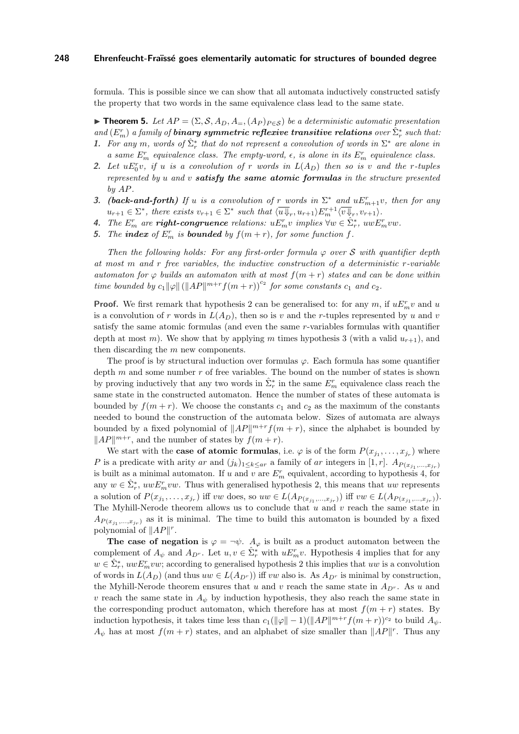formula. This is possible since we can show that all automata inductively constructed satisfy the property that two words in the same equivalence class lead to the same state.

▶ **Theorem 5.** *Let $AP = (\Sigma, \mathcal{S}, A_D, A_=, (A_P)_{P \in \mathcal{S}})$ be a deterministic automatic presentation and $(E^r_m)$ a family of **binary symmetric reflexive transitive relations** over $\hat{\Sigma}^*_r$ such that:*

1. *For any $m$, words of $\hat{\Sigma}^*_r$ that do not represent a convolution of words in $\Sigma^*$ are alone in a same $E^r_m$ equivalence class. The empty-word, $\epsilon$, is alone in its $E^r_m$ equivalence class.*
2. *Let $uE^r_0v$, if $u$ is a convolution of $r$ words in $L(A_D)$ then so is $v$ and the $r$-tuples represented by $u$ and $v$ **satisfy the same atomic formulas** in the structure presented by $AP$.*
3. ***(back-and-forth)** If $u$ is a convolution of $r$ words in $\Sigma^*$ and $uE^r_{m+1}v$, then for any $u_{r+1} \in \Sigma^*$, there exists $v_{r+1} \in \Sigma^*$ such that $\langle \overline{u \Downarrow_r}, u_{r+1} \rangle E^{r+1}_m \langle \overline{v \Downarrow_r}, v_{r+1} \rangle$.*
4. *The $E^r_m$ are **right-congruence** relations: $uE^r_m v$ implies $\forall w \in \hat{\Sigma}^*_r$, $uwE^r_m vw$.*
5. *The **index** of $E^r_m$ is **bounded** by $f(m + r)$, for some function $f$.*

*Then the following holds: For any first-order formula $\varphi$ over $\mathcal{S}$ with quantifier depth at most $m$ and $r$ free variables, the inductive construction of a deterministic $r$-variable automaton for $\varphi$ builds an automaton with at most $f(m + r)$ states and can be done within time bounded by $c_1 \|\varphi\| (\|AP\|^{m+r} f(m + r))^{c_2}$ for some constants $c_1$ and $c_2$.*

**Proof.** We first remark that hypothesis 2 can be generalised to: for any $m$, if $uE^r_m v$ and $u$ is a convolution of $r$ words in $L(A_D)$, then so is $v$ and the $r$-tuples represented by $u$ and $v$ satisfy the same atomic formulas (and even the same $r$-variables formulas with quantifier depth at most $m$). We show that by applying $m$ times hypothesis 3 (with a valid $u_{r+1}$), and then discarding the $m$ new components.

The proof is by structural induction over formulas $\varphi$. Each formula has some quantifier depth $m$ and some number $r$ of free variables. The bound on the number of states is shown by proving inductively that any two words in $\hat{\Sigma}^*_r$ in the same $E^r_m$ equivalence class reach the same state in the constructed automaton. Hence the number of states of these automata is bounded by $f(m + r)$. We choose the constants $c_1$ and $c_2$ as the maximum of the constants needed to bound the construction of the automata below. Sizes of automata are always bounded by a fixed polynomial of $\|AP\|^{m+r} f(m + r)$, since the alphabet is bounded by $\|AP\|^{m+r}$, and the number of states by $f(m + r)$.

We start with the **case of atomic formulas**, i.e. $\varphi$ is of the form $P(x_{j_1}, \dots, x_{j_r})$ where $P$ is a predicate with arity $ar$ and $(j_k)_{1 \le k \le ar}$ a family of $ar$ integers in $[1, r]$. $A_{P(x_{j_1},\dots,x_{j_r})}$ is built as a minimal automaton. If $u$ and $v$ are $E^r_m$ equivalent, according to hypothesis 4, for any $w \in \hat{\Sigma}^*_r$, $uwE^r_m vw$. Thus with generalised hypothesis 2, this means that $uw$ represents a solution of $P(x_{j_1}, \dots, x_{j_r})$ iff $vw$ does, so $uw \in L(A_{P(x_{j_1},\dots,x_{j_r})})$ iff $vw \in L(A_{P(x_{j_1},\dots,x_{j_r})})$. The Myhill-Nerode theorem allows us to conclude that $u$ and $v$ reach the same state in $A_{P(x_{j_1},\dots,x_{j_r})}$ as it is minimal. The time to build this automaton is bounded by a fixed polynomial of $\|AP\|^r$.

**The case of negation** is $\varphi = \neg\psi$. $A_\varphi$ is built as a product automaton between the complement of $A_\psi$ and $A_{D^r}$. Let $u, v \in \hat{\Sigma}^*_r$ with $uE^r_m v$. Hypothesis 4 implies that for any $w \in \hat{\Sigma}^*_r$, $uwE^r_m vw$; according to generalised hypothesis 2 this implies that $uw$ is a convolution of words in $L(A_D)$ (and thus $uw \in L(A_{D^r})$) iff $vw$ also is. As $A_{D^r}$ is minimal by construction, the Myhill-Nerode theorem ensures that $u$ and $v$ reach the same state in $A_{D^r}$. As $u$ and $v$ reach the same state in $A_\psi$ by induction hypothesis, they also reach the same state in the corresponding product automaton, which therefore has at most $f(m + r)$ states. By induction hypothesis, it takes time less than $c_1(\|\varphi\| - 1)(\|AP\|^{m+r} f(m + r))^{c_2}$ to build $A_\psi$. $A_\psi$ has at most $f(m + r)$ states, and an alphabet of size smaller than $\|AP\|^r$. Thus any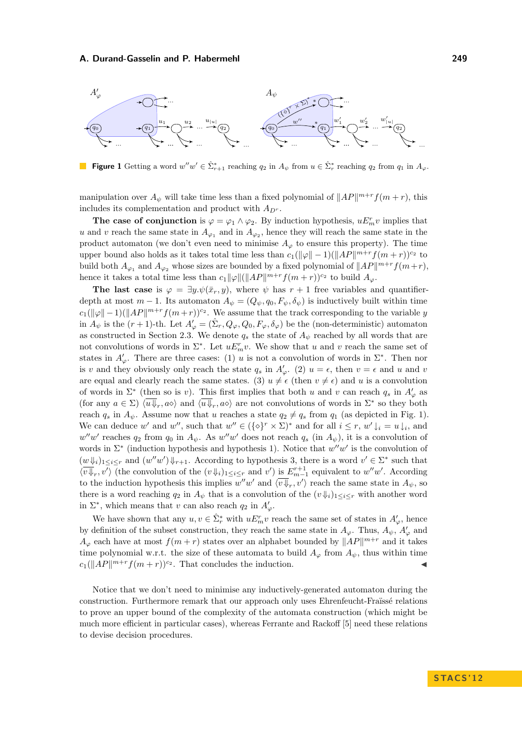**Figure 1** Getting a word $w''w' \in \hat{\Sigma}_{r+1}^*$ reaching $q_2$ in $A_\psi$ from $u \in \hat{\Sigma}_r^*$ reaching $q_2$ from $q_1$ in $A_\varphi$.

manipulation over $A_\psi$ will take time less than a fixed polynomial of $\|AP\|^{m+r} f(m+r)$, this includes its complementation and product with $A_{D^r}$.

**The case of conjunction** is $\varphi = \varphi_1 \wedge \varphi_2$. By induction hypothesis, $uE_m^r v$ implies that $u$ and $v$ reach the same state in $A_{\varphi_1}$ and in $A_{\varphi_2}$, hence they will reach the same state in the product automaton (we don't even need to minimise $A_\varphi$ to ensure this property). The time upper bound also holds as it takes total time less than $c_1(\|\varphi\| - 1)(\|AP\|^{m+r} f(m+r))^{c_2}$ to build both $A_{\varphi_1}$ and $A_{\varphi_2}$ whose sizes are bounded by a fixed polynomial of $\|AP\|^{m+r} f(m+r)$, hence it takes a total time less than $c_1\|\varphi\|(\|AP\|^{m+r} f(m+r))^{c_2}$ to build $A_\varphi$.

**The last case** is $\varphi = \exists y.\psi(\bar{x}_r, y)$, where $\psi$ has $r+1$ free variables and quantifier-depth at most $m-1$. Its automaton $A_\psi = (Q_\psi, q_0, F_\psi, \delta_\psi)$ is inductively built within time $c_1(\|\varphi\| - 1)(\|AP\|^{m+r} f(m+r))^{c_2}$. We assume that the track corresponding to the variable $y$ in $A_\psi$ is the $(r+1)$-th. Let $A'_\varphi = (\hat{\Sigma}_r, Q_\varphi, Q_0, F_\varphi, \delta_\varphi)$ be the (non-deterministic) automaton as constructed in Section 2.3. We denote $q_s$ the state of $A_\psi$ reached by all words that are not convolutions of words in $\Sigma^*$. Let $uE_m^r v$. We show that $u$ and $v$ reach the same set of states in $A'_\varphi$. There are three cases: (1) $u$ is not a convolution of words in $\Sigma^*$. Then nor is $v$ and they obviously only reach the state $q_s$ in $A'_\varphi$. (2) $u = \epsilon$, then $v = \epsilon$ and $u$ and $v$ are equal and clearly reach the same states. (3) $u \neq \epsilon$ (then $v \neq \epsilon$) and $u$ is a convolution of words in $\Sigma^*$ (then so is $v$). This first implies that both $u$ and $v$ can reach $q_s$ in $A'_\varphi$ as (for any $a \in \Sigma$) $\langle \overline{u\Downarrow_r}, a\diamond\rangle$ and $\langle \overline{u\Downarrow_r}, a\diamond\rangle$ are not convolutions of words in $\Sigma^*$ so they both reach $q_s$ in $A_\psi$. Assume now that $u$ reaches a state $q_2 \neq q_s$ from $q_1$ (as depicted in Fig. 1). We can deduce $w'$ and $w''$, such that $w'' \in (\{\diamond\}^r \times \Sigma)^*$ and for all $i \leq r$, $w' \downarrow_i = u \downarrow_i$, and $w''w'$ reaches $q_2$ from $q_0$ in $A_\psi$. As $w''w'$ does not reach $q_s$ (in $A_\psi$), it is a convolution of words in $\Sigma^*$ (induction hypothesis and hypothesis 1). Notice that $w''w'$ is the convolution of $(w\Downarrow_i)_{1\leq i\leq r}$ and $(w''w')\Downarrow_{r+1}$. According to hypothesis 3, there is a word $v' \in \Sigma^*$ such that $\langle \overline{v\Downarrow_r}, v'\rangle$ (the convolution of the $(v\Downarrow_i)_{1\leq i\leq r}$ and $v'$) is $E_{m-1}^{r+1}$ equivalent to $w''w'$. According to the induction hypothesis this implies $w''w'$ and $\langle \overline{v\Downarrow_r}, v'\rangle$ reach the same state in $A_\psi$, so there is a word reaching $q_2$ in $A_\psi$ that is a convolution of the $(v\Downarrow_i)_{1\leq i\leq r}$ with another word in $\Sigma^*$, which means that $v$ can also reach $q_2$ in $A'_\varphi$.

We have shown that any $u, v \in \hat{\Sigma}_r^*$ with $uE_m^r v$ reach the same set of states in $A'_\varphi$, hence by definition of the subset construction, they reach the same state in $A_\varphi$. Thus, $A_\psi$, $A'_\varphi$ and $A_\varphi$ each have at most $f(m+r)$ states over an alphabet bounded by $\|AP\|^{m+r}$ and it takes time polynomial w.r.t. the size of these automata to build $A_\varphi$ from $A_\psi$, thus within time $c_1(\|AP\|^{m+r} f(m+r))^{c_2}$. That concludes the induction. ◀

Notice that we don't need to minimise any inductively-generated automaton during the construction. Furthermore remark that our approach only uses Ehrenfeucht-Fraïssé relations to prove an upper bound of the complexity of the automata construction (which might be much more efficient in particular cases), whereas Ferrante and Rackoff [5] need these relations to devise decision procedures.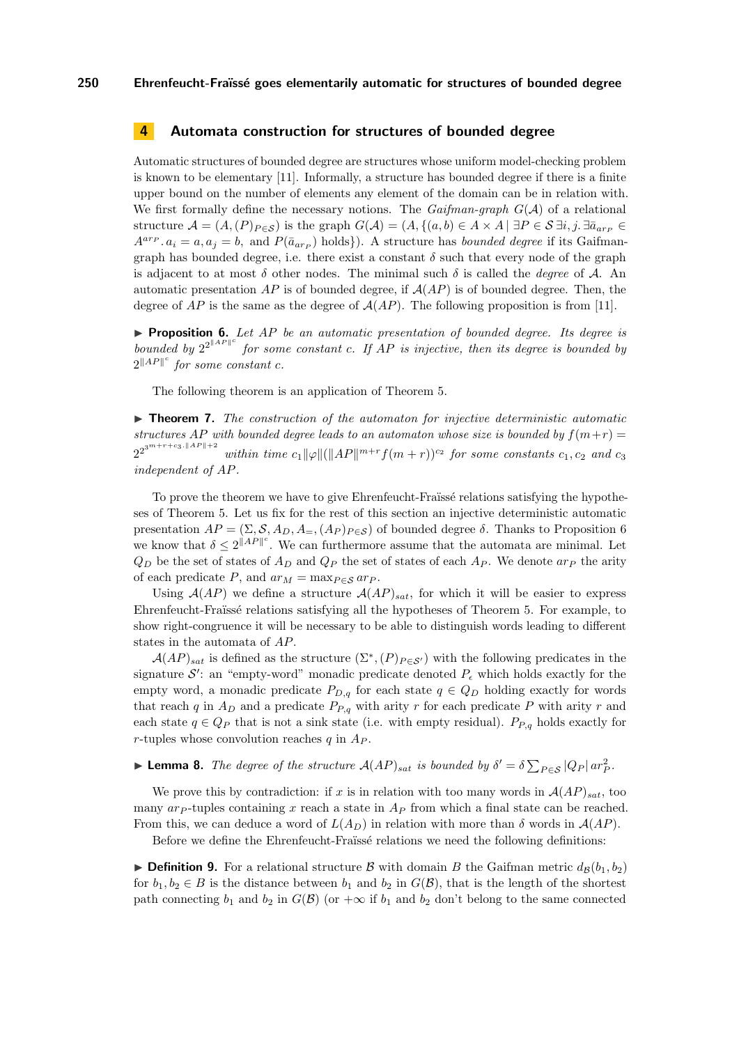## 4 Automata construction for structures of bounded degree

Automatic structures of bounded degree are structures whose uniform model-checking problem is known to be elementary [11]. Informally, a structure has bounded degree if there is a finite upper bound on the number of elements any element of the domain can be in relation with. We first formally define the necessary notions. The *Gaifman-graph* $G(\mathcal{A})$ of a relational structure $\mathcal{A} = (A, (P)_{P \in \mathcal{S}})$ is the graph $G(\mathcal{A}) = (A, \{(a, b) \in A \times A \mid \exists P \in \mathcal{S}\, \exists i, j.\, \exists \bar{a}_{ar_P} \in A^{ar_P}.\, a_i = a, a_j = b,$ and $P(\bar{a}_{ar_P})$ holds$\})$. A structure has *bounded degree* if its Gaifman-graph has bounded degree, i.e. there exist a constant $\delta$ such that every node of the graph is adjacent to at most $\delta$ other nodes. The minimal such $\delta$ is called the *degree* of $\mathcal{A}$. An automatic presentation $AP$ is of bounded degree, if $\mathcal{A}(AP)$ is of bounded degree. Then, the degree of $AP$ is the same as the degree of $\mathcal{A}(AP)$. The following proposition is from [11].

▶ **Proposition 6.** *Let $AP$ be an automatic presentation of bounded degree. Its degree is bounded by $2^{2^{\|AP\|^c}}$ for some constant $c$. If $AP$ is injective, then its degree is bounded by $2^{\|AP\|^c}$ for some constant $c$.*

The following theorem is an application of Theorem 5.

▶ **Theorem 7.** *The construction of the automaton for injective deterministic automatic structures $AP$ with bounded degree leads to an automaton whose size is bounded by $f(m+r) = 2^{2^{3^{m+r+c_3 \cdot \|AP\|+2}}}$ within time $c_1 \|\varphi\| (\|AP\|^{m+r} f(m+r))^{c_2}$ for some constants $c_1, c_2$ and $c_3$ independent of $AP$.*

To prove the theorem we have to give Ehrenfeucht-Fraïssé relations satisfying the hypotheses of Theorem 5. Let us fix for the rest of this section an injective deterministic automatic presentation $AP = (\Sigma, \mathcal{S}, A_D, A_=, (A_P)_{P \in \mathcal{S}})$ of bounded degree $\delta$. Thanks to Proposition 6 we know that $\delta \leq 2^{\|AP\|^c}$. We can furthermore assume that the automata are minimal. Let $Q_D$ be the set of states of $A_D$ and $Q_P$ the set of states of each $A_P$. We denote $ar_P$ the arity of each predicate $P$, and $ar_M = \max_{P \in \mathcal{S}} ar_P$.

Using $\mathcal{A}(AP)$ we define a structure $\mathcal{A}(AP)_{sat}$, for which it will be easier to express Ehrenfeucht-Fraïssé relations satisfying all the hypotheses of Theorem 5. For example, to show right-congruence it will be necessary to be able to distinguish words leading to different states in the automata of $AP$.

$\mathcal{A}(AP)_{sat}$ is defined as the structure $(\Sigma^*, (P)_{P \in \mathcal{S}'})$ with the following predicates in the signature $\mathcal{S}'$: an "empty-word" monadic predicate denoted $P_\epsilon$ which holds exactly for the empty word, a monadic predicate $P_{D,q}$ for each state $q \in Q_D$ holding exactly for words that reach $q$ in $A_D$ and a predicate $P_{P,q}$ with arity $r$ for each predicate $P$ with arity $r$ and each state $q \in Q_P$ that is not a sink state (i.e. with empty residual). $P_{P,q}$ holds exactly for $r$-tuples whose convolution reaches $q$ in $A_P$.

▶ **Lemma 8.** *The degree of the structure $\mathcal{A}(AP)_{sat}$ is bounded by $\delta' = \delta \sum_{P \in \mathcal{S}} |Q_P|\, ar_P^2$.*

We prove this by contradiction: if $x$ is in relation with too many words in $\mathcal{A}(AP)_{sat}$, too many $ar_P$-tuples containing $x$ reach a state in $A_P$ from which a final state can be reached. From this, we can deduce a word of $L(A_D)$ in relation with more than $\delta$ words in $\mathcal{A}(AP)$.

Before we define the Ehrenfeucht-Fraïssé relations we need the following definitions:

▶ **Definition 9.** For a relational structure $\mathcal{B}$ with domain $B$ the Gaifman metric $d_{\mathcal{B}}(b_1, b_2)$ for $b_1, b_2 \in B$ is the distance between $b_1$ and $b_2$ in $G(\mathcal{B})$, that is the length of the shortest path connecting $b_1$ and $b_2$ in $G(\mathcal{B})$ (or $+\infty$ if $b_1$ and $b_2$ don't belong to the same connected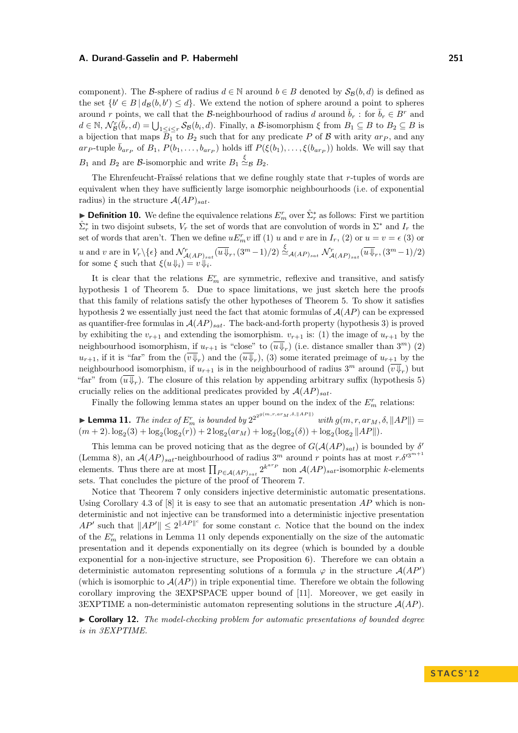component). The $\mathcal{B}$-sphere of radius $d \in \mathbb{N}$ around $b \in B$ denoted by $\mathcal{S}_{\mathcal{B}}(b,d)$ is defined as the set $\{b' \in B \mid d_{\mathcal{B}}(b,b') \leq d\}$. We extend the notion of sphere around a point to spheres around $r$ points, we call that the $\mathcal{B}$-neighbourhood of radius $d$ around $\bar{b}_r$ : for $\bar{b}_r \in B^r$ and $d \in \mathbb{N}$, $\mathcal{N}^r_{\mathcal{B}}(\bar{b}_r, d) = \bigcup_{1 \leq i \leq r} \mathcal{S}_{\mathcal{B}}(b_i, d)$. Finally, a $\mathcal{B}$-isomorphism $\xi$ from $B_1 \subseteq B$ to $B_2 \subseteq B$ is a bijection that maps $B_1$ to $B_2$ such that for any predicate $P$ of $\mathcal{B}$ with arity $ar_P$, and any $ar_P$-tuple $\bar{b}_{ar_P}$ of $B_1$, $P(b_1, \ldots, b_{ar_P})$ holds iff $P(\xi(b_1), \ldots, \xi(b_{ar_P}))$ holds. We will say that $B_1$ and $B_2$ are $\mathcal{B}$-isomorphic and write $B_1 \overset{\xi}{\simeq}_{\mathcal{B}} B_2$.

The Ehrenfeucht-Fraïssé relations that we define roughly state that $r$-tuples of words are equivalent when they have sufficiently large isomorphic neighbourhoods (i.e. of exponential radius) in the structure $\mathcal{A}(AP)_{sat}$.

▶ **Definition 10.** We define the equivalence relations $E^r_m$ over $\hat{\Sigma}^*_r$ as follows: First we partition $\hat{\Sigma}^*_r$ in two disjoint subsets, $V_r$ the set of words that are convolution of words in $\Sigma^*$ and $I_r$ the set of words that aren't. Then we define $uE^r_m v$ iff (1) $u$ and $v$ are in $I_r$, (2) or $u = v = \epsilon$ (3) or $u$ and $v$ are in $V_r \backslash \{\epsilon\}$ and $\mathcal{N}^r_{\mathcal{A}(AP)_{sat}}(\overline{u\Downarrow}_r, (3^m-1)/2) \overset{\xi}{\simeq}_{\mathcal{A}(AP)_{sat}} \mathcal{N}^r_{\mathcal{A}(AP)_{sat}}(\overline{u\Downarrow}_r, (3^m-1)/2)$ for some $\xi$ such that $\xi(u\Downarrow_i) = v\Downarrow_i$.

It is clear that the relations $E^r_m$ are symmetric, reflexive and transitive, and satisfy hypothesis 1 of Theorem 5. Due to space limitations, we just sketch here the proofs that this family of relations satisfy the other hypotheses of Theorem 5. To show it satisfies hypothesis 2 we essentially just need the fact that atomic formulas of $\mathcal{A}(AP)$ can be expressed as quantifier-free formulas in $\mathcal{A}(AP)_{sat}$. The back-and-forth property (hypothesis 3) is proved by exhibiting the $v_{r+1}$ and extending the isomorphism. $v_{r+1}$ is: (1) the image of $u_{r+1}$ by the neighbourhood isomorphism, if $u_{r+1}$ is "close" to $(\overline{u\Downarrow}_r)$ (i.e. distance smaller than $3^m$) (2) $u_{r+1}$, if it is "far" from the $(\overline{v\Downarrow}_r)$ and the $(\overline{u\Downarrow}_r)$, (3) some iterated preimage of $u_{r+1}$ by the neighbourhood isomorphism, if $u_{r+1}$ is in the neighbourhood of radius $3^m$ around $(\overline{v\Downarrow}_r)$ but "far" from $(\overline{u\Downarrow}_r)$. The closure of this relation by appending arbitrary suffix (hypothesis 5) crucially relies on the additional predicates provided by $\mathcal{A}(AP)_{sat}$.

Finally the following lemma states an upper bound on the index of the $E^r_m$ relations:

▶ **Lemma 11.** *The index of $E^r_m$ is bounded by $2^{2^{2^{g(m,r,ar_M,\delta,\|AP\|)}}}$ with $g(m,r,ar_M,\delta,\|AP\|) = (m+2).\log_2(3) + \log_2(\log_2(r)) + 2\log_2(ar_M) + \log_2(\log_2(\delta)) + \log_2(\log_2 \|AP\|)$.*

This lemma can be proved noticing that as the degree of $G(\mathcal{A}(AP)_{sat})$ is bounded by $\delta'$ (Lemma 8), an $\mathcal{A}(AP)_{sat}$-neighbourhood of radius $3^m$ around $r$ points has at most $r.\delta'^{3^{m+1}}$ elements. Thus there are at most $\prod_{P \in \mathcal{A}(AP)_{sat}} 2^{k^{ar_P}}$ non $\mathcal{A}(AP)_{sat}$-isomorphic $k$-elements sets. That concludes the picture of the proof of Theorem 7.

Notice that Theorem 7 only considers injective deterministic automatic presentations. Using Corollary 4.3 of [8] it is easy to see that an automatic presentation $AP$ which is non-deterministic and not injective can be transformed into a deterministic injective presentation $AP'$ such that $\|AP'\| \leq 2^{\|AP\|^c}$ for some constant $c$. Notice that the bound on the index of the $E^r_m$ relations in Lemma 11 only depends exponentially on the size of the automatic presentation and it depends exponentially on its degree (which is bounded by a double exponential for a non-injective structure, see Proposition 6). Therefore we can obtain a deterministic automaton representing solutions of a formula $\varphi$ in the structure $\mathcal{A}(AP')$ (which is isomorphic to $\mathcal{A}(AP)$) in triple exponential time. Therefore we obtain the following corollary improving the 3EXPSPACE upper bound of [11]. Moreover, we get easily in 3EXPTIME a non-deterministic automaton representing solutions in the structure $\mathcal{A}(AP)$.

▶ **Corollary 12.** *The model-checking problem for automatic presentations of bounded degree is in 3EXPTIME.*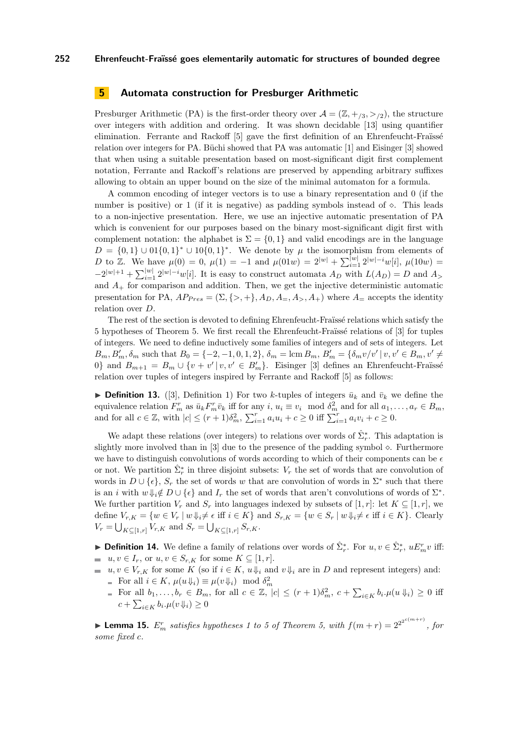## 5 Automata construction for Presburger Arithmetic

Presburger Arithmetic (PA) is the first-order theory over $\mathcal{A} = (\mathbb{Z}, +_{/3}, >_{/2})$, the structure over integers with addition and ordering. It was shown decidable [13] using quantifier elimination. Ferrante and Rackoff [5] gave the first definition of an Ehrenfeucht-Fraïssé relation over integers for PA. Büchi showed that PA was automatic [1] and Eisinger [3] showed that when using a suitable presentation based on most-significant digit first complement notation, Ferrante and Rackoff's relations are preserved by appending arbitrary suffixes allowing to obtain an upper bound on the size of the minimal automaton for a formula.

A common encoding of integer vectors is to use a binary representation and 0 (if the number is positive) or 1 (if it is negative) as padding symbols instead of $\diamond$. This leads to a non-injective presentation. Here, we use an injective automatic presentation of PA which is convenient for our purposes based on the binary most-significant digit first with complement notation: the alphabet is $\Sigma = \{0, 1\}$ and valid encodings are in the language $D = \{0, 1\} \cup 01\{0, 1\}^* \cup 10\{0, 1\}^*$. We denote by $\mu$ the isomorphism from elements of $D$ to $\mathbb{Z}$. We have $\mu(0) = 0$, $\mu(1) = -1$ and $\mu(01w) = 2^{|w|} + \sum_{i=1}^{|w|} 2^{|w|-i}w[i]$, $\mu(10w) = -2^{|w|+1} + \sum_{i=1}^{|w|} 2^{|w|-i}w[i]$. It is easy to construct automata $A_D$ with $L(A_D) = D$ and $A_>$ and $A_+$ for comparison and addition. Then, we get the injective deterministic automatic presentation for PA, $AP_{Pres} = (\Sigma, \{>, +\}, A_D, A_=, A_>, A_+)$ where $A_=$ accepts the identity relation over $D$.

The rest of the section is devoted to defining Ehrenfeucht-Fraïssé relations which satisfy the 5 hypotheses of Theorem 5. We first recall the Ehrenfeucht-Fraïssé relations of [3] for tuples of integers. We need to define inductively some families of integers and of sets of integers. Let $B_m, B'_m, \delta_m$ such that $B_0 = \{-2, -1, 0, 1, 2\}$, $\delta_m = \operatorname{lcm} B_m$, $B'_m = \{\delta_m v/v' \mid v, v' \in B_m, v' \neq 0\}$ and $B_{m+1} = B_m \cup \{v + v' \mid v, v' \in B'_m\}$. Eisinger [3] defines an Ehrenfeucht-Fraïssé relation over tuples of integers inspired by Ferrante and Rackoff [5] as follows:

▶ **Definition 13.** ([3], Definition 1) For two $k$-tuples of integers $\bar{u}_k$ and $\bar{v}_k$ we define the equivalence relation $F^r_m$ as $\bar{u}_k F^r_m \bar{v}_k$ iff for any $i$, $u_i \equiv v_i \mod \delta^2_m$ and for all $a_1, \ldots, a_r \in B_m$, and for all $c \in \mathbb{Z}$, with $|c| \leq (r+1)\delta^2_m$, $\sum_{i=1}^r a_i u_i + c \geq 0$ iff $\sum_{i=1}^r a_i v_i + c \geq 0$.

We adapt these relations (over integers) to relations over words of $\hat{\Sigma}^*_r$. This adaptation is slightly more involved than in [3] due to the presence of the padding symbol $\diamond$. Furthermore we have to distinguish convolutions of words according to which of their components can be $\epsilon$ or not. We partition $\hat{\Sigma}^*_r$ in three disjoint subsets: $V_r$ the set of words that are convolution of words in $D \cup \{\epsilon\}$, $S_r$ the set of words $w$ that are convolution of words in $\Sigma^*$ such that there is an $i$ with $w{\Downarrow_i} \notin D \cup \{\epsilon\}$ and $I_r$ the set of words that aren't convolutions of words of $\Sigma^*$. We further partition $V_r$ and $S_r$ into languages indexed by subsets of $[1, r]$: let $K \subseteq [1, r]$, we define $V_{r,K} = \{w \in V_r \mid w{\Downarrow_i} \neq \epsilon \text{ iff } i \in K\}$ and $S_{r,K} = \{w \in S_r \mid w{\Downarrow_i} \neq \epsilon \text{ iff } i \in K\}$. Clearly $V_r = \bigcup_{K \subseteq [1,r]} V_{r,K}$ and $S_r = \bigcup_{K \subseteq [1,r]} S_{r,K}$.

▶ **Definition 14.** We define a family of relations over words of $\hat{\Sigma}^*_r$. For $u, v \in \hat{\Sigma}^*_r$, $uE^r_m v$ iff:

- $u, v \in I_r$, or $u, v \in S_{r,K}$ for some $K \subseteq [1, r]$.
- $u, v \in V_{r,K}$ for some $K$ (so if $i \in K$, $u{\Downarrow_i}$ and $v{\Downarrow_i}$ are in $D$ and represent integers) and:
  - For all $i \in K$, $\mu(u{\Downarrow_i}) \equiv \mu(v{\Downarrow_i}) \mod \delta^2_m$
  - For all $b_1, \ldots, b_r \in B_m$, for all $c \in \mathbb{Z}$, $|c| \leq (r+1)\delta^2_m$, $c + \sum_{i \in K} b_i.\mu(u{\Downarrow_i}) \geq 0$ iff $c + \sum_{i \in K} b_i.\mu(v{\Downarrow_i}) \geq 0$

▶ **Lemma 15.** *$E^r_m$ satisfies hypotheses 1 to 5 of Theorem 5, with $f(m+r) = 2^{2^{2^{c(m+r)}}}$, for some fixed $c$.*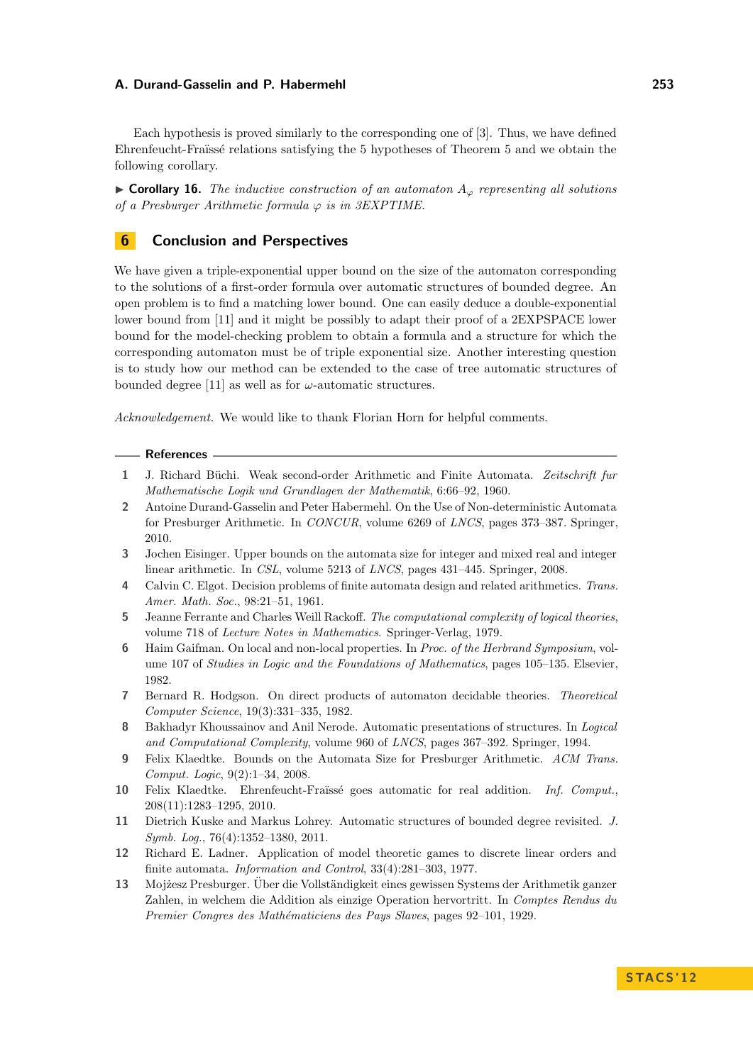Each hypothesis is proved similarly to the corresponding one of [3]. Thus, we have defined Ehrenfeucht-Fraïssé relations satisfying the 5 hypotheses of Theorem 5 and we obtain the following corollary.

▶ **Corollary 16.** *The inductive construction of an automaton $A_\varphi$ representing all solutions of a Presburger Arithmetic formula $\varphi$ is in 3EXPTIME.*

## 6 Conclusion and Perspectives

We have given a triple-exponential upper bound on the size of the automaton corresponding to the solutions of a first-order formula over automatic structures of bounded degree. An open problem is to find a matching lower bound. One can easily deduce a double-exponential lower bound from [11] and it might be possibly to adapt their proof of a 2EXPSPACE lower bound for the model-checking problem to obtain a formula and a structure for which the corresponding automaton must be of triple exponential size. Another interesting question is to study how our method can be extended to the case of tree automatic structures of bounded degree [11] as well as for $\omega$-automatic structures.

*Acknowledgement.* We would like to thank Florian Horn for helpful comments.

## References

1. J. Richard Büchi. Weak second-order Arithmetic and Finite Automata. *Zeitschrift fur Mathematische Logik und Grundlagen der Mathematik*, 6:66–92, 1960.
2. Antoine Durand-Gasselin and Peter Habermehl. On the Use of Non-deterministic Automata for Presburger Arithmetic. In *CONCUR*, volume 6269 of *LNCS*, pages 373–387. Springer, 2010.
3. Jochen Eisinger. Upper bounds on the automata size for integer and mixed real and integer linear arithmetic. In *CSL*, volume 5213 of *LNCS*, pages 431–445. Springer, 2008.
4. Calvin C. Elgot. Decision problems of finite automata design and related arithmetics. *Trans. Amer. Math. Soc.*, 98:21–51, 1961.
5. Jeanne Ferrante and Charles Weill Rackoff. *The computational complexity of logical theories*, volume 718 of *Lecture Notes in Mathematics*. Springer-Verlag, 1979.
6. Haim Gaifman. On local and non-local properties. In *Proc. of the Herbrand Symposium*, volume 107 of *Studies in Logic and the Foundations of Mathematics*, pages 105–135. Elsevier, 1982.
7. Bernard R. Hodgson. On direct products of automaton decidable theories. *Theoretical Computer Science*, 19(3):331–335, 1982.
8. Bakhadyr Khoussainov and Anil Nerode. Automatic presentations of structures. In *Logical and Computational Complexity*, volume 960 of *LNCS*, pages 367–392. Springer, 1994.
9. Felix Klaedtke. Bounds on the Automata Size for Presburger Arithmetic. *ACM Trans. Comput. Logic*, 9(2):1–34, 2008.
10. Felix Klaedtke. Ehrenfeucht-Fraïssé goes automatic for real addition. *Inf. Comput.*, 208(11):1283–1295, 2010.
11. Dietrich Kuske and Markus Lohrey. Automatic structures of bounded degree revisited. *J. Symb. Log.*, 76(4):1352–1380, 2011.
12. Richard E. Ladner. Application of model theoretic games to discrete linear orders and finite automata. *Information and Control*, 33(4):281–303, 1977.
13. Mojżesz Presburger. Über die Vollständigkeit eines gewissen Systems der Arithmetik ganzer Zahlen, in welchem die Addition als einzige Operation hervortritt. In *Comptes Rendus du Premier Congres des Mathématiciens des Pays Slaves*, pages 92–101, 1929.